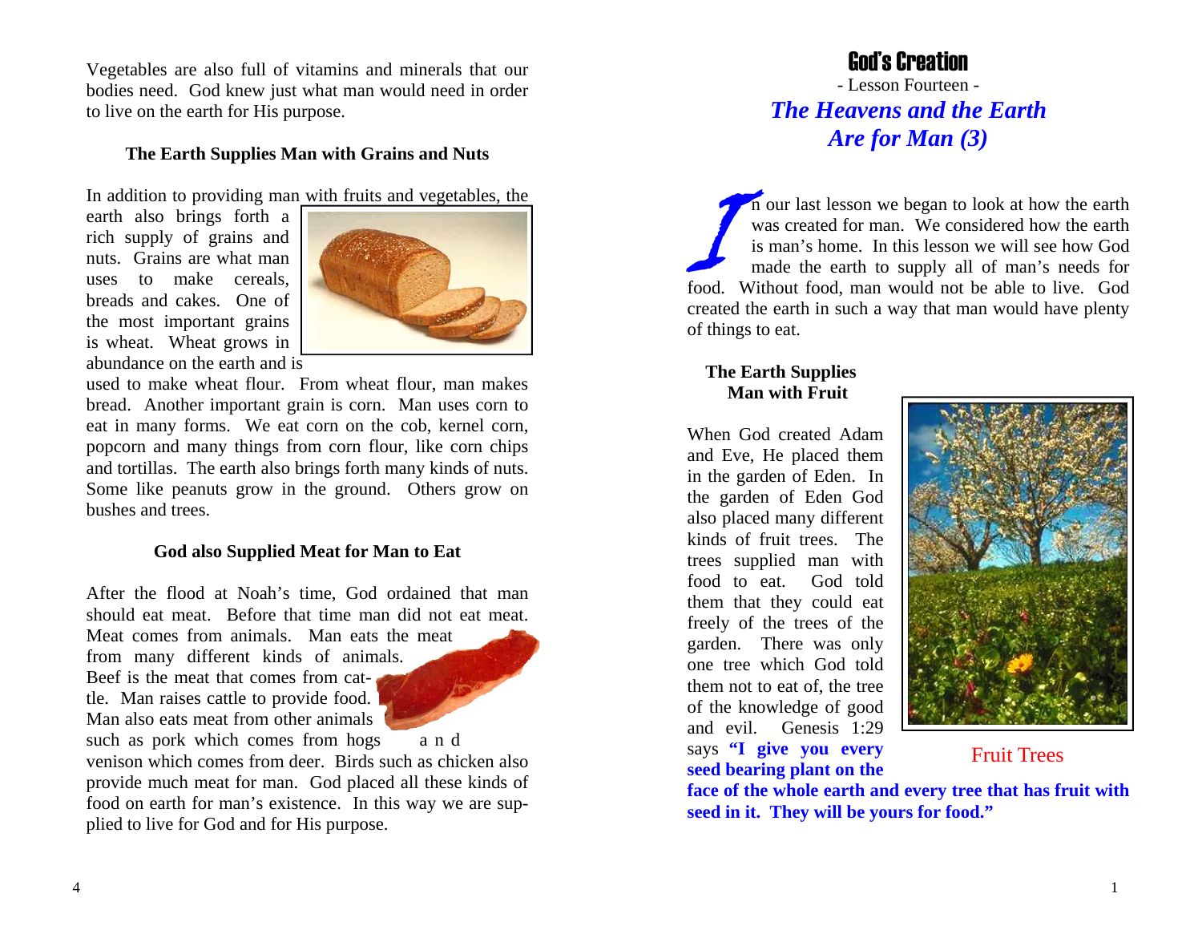Vegetables are also full of vitamins and minerals that our bodies need. God knew just what man would need in order to live on the earth for His purpose.

### The Earth Supplies Man with Grains and Nuts

In addition to providing man with fruits and vegetables, the earth also brings forth a rich supply of grains and nuts. Grains are what man uses to make cereals, breads and cakes. One of the most important grains is wheat. Wheat grows in abundance on the earth and is used to make wheat flour. From wheat flour, man makes bread. Another important grain is corn. Man uses corn to eat in many forms. We eat corn on the cob, kernel corn, popcorn and many things from corn flour, like corn chips and tortillas. The earth also brings forth many kinds of nuts. Some like peanuts grow in the ground. Others grow on bushes and trees.

### God also Supplied Meat for Man to Eat

After the flood at Noah's time, God ordained that man should eat meat. Before that time man did not eat meat. Meat comes from animals. Man eats the meat from many different kinds of animals. Beef is the meat that comes from cattle. Man raises cattle to provide food. Man also eats meat from other animals such as pork which comes from hogs and venison which comes from deer. Birds such as chicken also provide much meat for man. God placed all these kinds of food on earth for man's existence. In this way we are supplied to live for God and for His purpose.

# God's Creation

- Lesson Fourteen -

## *The Heavens and the Earth Are for Man (3)*

In our last lesson we began to look at how the earth was created for man. We considered how the earth is man's home. In this lesson we will see how God made the earth to supply all of man's needs for food. Without food, man would not be able to live. God created the earth in such a way that man would have plenty of things to eat.

### The Earth Supplies Man with Fruit

When God created Adam and Eve, He placed them in the garden of Eden. In the garden of Eden God also placed many different kinds of fruit trees. The trees supplied man with food to eat. God told them that they could eat freely of the trees of the garden. There was only one tree which God told them not to eat of, the tree of the knowledge of good and evil. Genesis 1:29 says **"I give you every seed bearing plant on the face of the whole earth and every tree that has fruit with seed in it. They will be yours for food."**

Fruit Trees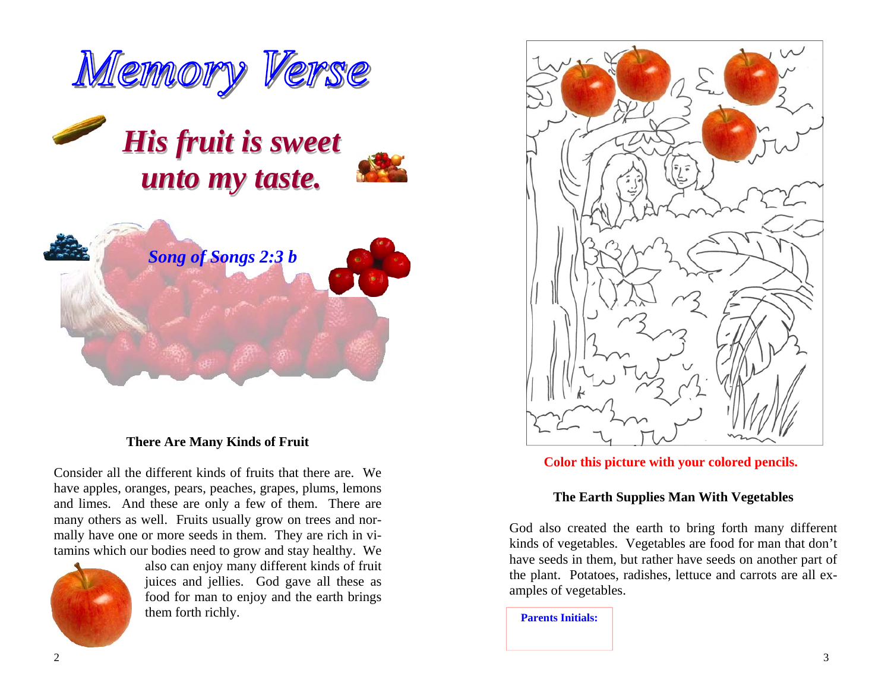# Memory Verse

## *His fruit is sweet unto my taste.*

*Song of Songs 2:3 b*

**There Are Many Kinds of Fruit**

Consider all the different kinds of fruits that there are. We have apples, oranges, pears, peaches, grapes, plums, lemons and limes. And these are only a few of them. There are many others as well. Fruits usually grow on trees and normally have one or more seeds in them. They are rich in vitamins which our bodies need to grow and stay healthy. We also can enjoy many different kinds of fruit juices and jellies. God gave all these as food for man to enjoy and the earth brings them forth richly.

**Color this picture with your colored pencils.**

**The Earth Supplies Man With Vegetables**

God also created the earth to bring forth many different kinds of vegetables. Vegetables are food for man that don't have seeds in them, but rather have seeds on another part of the plant. Potatoes, radishes, lettuce and carrots are all examples of vegetables.

**Parents Initials:**